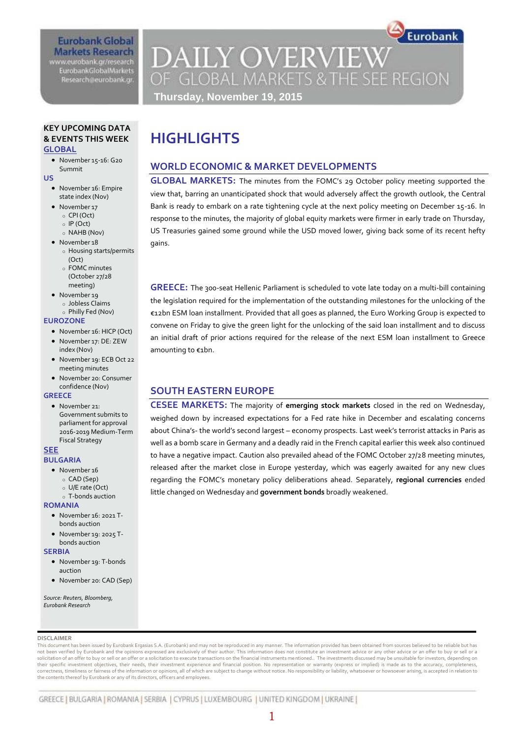Eurobank Global Markets Research
www.eurobank.gr/research
EurobankGlobalMarkets
Research@eurobank.gr

# DAILY OVERVIEW OF GLOBAL MARKETS & THE SEE REGION

**Thursday, November 19, 2015**

## KEY UPCOMING DATA & EVENTS THIS WEEK

### GLOBAL

- November 15-16: G20 Summit

### US

- November 16: Empire state index (Nov)
- November 17
  - CPI (Oct)
  - IP (Oct)
  - NAHB (Nov)
- November 18
  - Housing starts/permits (Oct)
  - FOMC minutes (October 27/28 meeting)
- November 19
  - Jobless Claims
  - Philly Fed (Nov)

### EUROZONE

- November 16: HICP (Oct)
- November 17: DE: ZEW index (Nov)
- November 19: ECB Oct 22 meeting minutes
- November 20: Consumer confidence (Nov)

### GREECE

- November 21: Government submits to parliament for approval 2016-2019 Medium-Term Fiscal Strategy

### SEE

### BULGARIA

- November 16
  - CAD (Sep)
  - U/E rate (Oct)
  - T-bonds auction

### ROMANIA

- November 16: 2021 T-bonds auction
- November 19: 2025 T-bonds auction

### SERBIA

- November 19: T-bonds auction
- November 20: CAD (Sep)

*Source: Reuters, Bloomberg, Eurobank Research*

# HIGHLIGHTS

## WORLD ECONOMIC & MARKET DEVELOPMENTS

**GLOBAL MARKETS:** The minutes from the FOMC's 29 October policy meeting supported the view that, barring an unanticipated shock that would adversely affect the growth outlook, the Central Bank is ready to embark on a rate tightening cycle at the next policy meeting on December 15-16. In response to the minutes, the majority of global equity markets were firmer in early trade on Thursday, US Treasuries gained some ground while the USD moved lower, giving back some of its recent hefty gains.

**GREECE:** The 300-seat Hellenic Parliament is scheduled to vote late today on a multi-bill containing the legislation required for the implementation of the outstanding milestones for the unlocking of the €12bn ESM loan installment. Provided that all goes as planned, the Euro Working Group is expected to convene on Friday to give the green light for the unlocking of the said loan installment and to discuss an initial draft of prior actions required for the release of the next ESM loan installment to Greece amounting to €1bn.

## SOUTH EASTERN EUROPE

**CESEE MARKETS:** The majority of **emerging stock markets** closed in the red on Wednesday, weighed down by increased expectations for a Fed rate hike in December and escalating concerns about China's- the world's second largest – economy prospects. Last week's terrorist attacks in Paris as well as a bomb scare in Germany and a deadly raid in the French capital earlier this week also continued to have a negative impact. Caution also prevailed ahead of the FOMC October 27/28 meeting minutes, released after the market close in Europe yesterday, which was eagerly awaited for any new clues regarding the FOMC's monetary policy deliberations ahead. Separately, **regional currencies** ended little changed on Wednesday and **government bonds** broadly weakened.

DISCLAIMER

This document has been issued by Eurobank Ergasias S.A. (Eurobank) and may not be reproduced in any manner. The information provided has been obtained from sources believed to be reliable but has not been verified by Eurobank and the opinions expressed are exclusively of their author. This information does not constitute an investment advice or any other advice or an offer to buy or sell or a solicitation of an offer to buy or sell or an offer or a solicitation to execute transactions on the financial instruments mentioned.. The investments discussed may be unsuitable for investors, depending on their specific investment objectives, their needs, their investment experience and financial position. No representation or warranty (express or implied) is made as to the accuracy, completeness, correctness, timeliness or fairness of the information or opinions, all of which are subject to change without notice. No responsibility or liability, whatsoever or howsoever arising, is accepted in relation to the contents thereof by Eurobank or any of its directors, officers and employees.

GREECE | BULGARIA | ROMANIA | SERBIA | CYPRUS | LUXEMBOURG | UNITED KINGDOM | UKRAINE |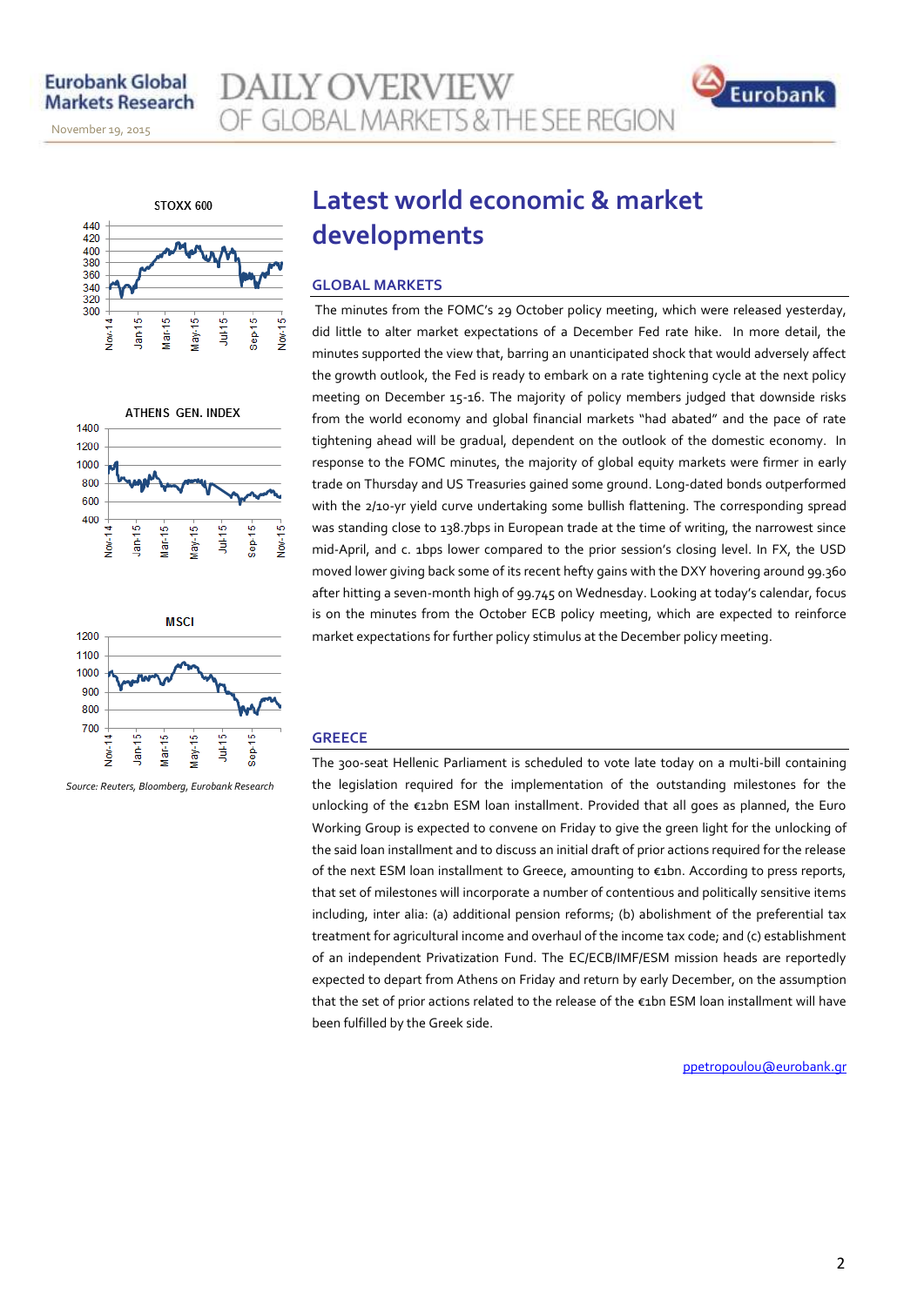# Latest world economic & market developments

## GLOBAL MARKETS

The minutes from the FOMC's 29 October policy meeting, which were released yesterday, did little to alter market expectations of a December Fed rate hike. In more detail, the minutes supported the view that, barring an unanticipated shock that would adversely affect the growth outlook, the Fed is ready to embark on a rate tightening cycle at the next policy meeting on December 15-16. The majority of policy members judged that downside risks from the world economy and global financial markets "had abated" and the pace of rate tightening ahead will be gradual, dependent on the outlook of the domestic economy. In response to the FOMC minutes, the majority of global equity markets were firmer in early trade on Thursday and US Treasuries gained some ground. Long-dated bonds outperformed with the 2/10-yr yield curve undertaking some bullish flattening. The corresponding spread was standing close to 138.7bps in European trade at the time of writing, the narrowest since mid-April, and c. 1bps lower compared to the prior session's closing level. In FX, the USD moved lower giving back some of its recent hefty gains with the DXY hovering around 99.360 after hitting a seven-month high of 99.745 on Wednesday. Looking at today's calendar, focus is on the minutes from the October ECB policy meeting, which are expected to reinforce market expectations for further policy stimulus at the December policy meeting.

## GREECE

The 300-seat Hellenic Parliament is scheduled to vote late today on a multi-bill containing the legislation required for the implementation of the outstanding milestones for the unlocking of the €12bn ESM loan installment. Provided that all goes as planned, the Euro Working Group is expected to convene on Friday to give the green light for the unlocking of the said loan installment and to discuss an initial draft of prior actions required for the release of the next ESM loan installment to Greece, amounting to €1bn. According to press reports, that set of milestones will incorporate a number of contentious and politically sensitive items including, inter alia: (a) additional pension reforms; (b) abolishment of the preferential tax treatment for agricultural income and overhaul of the income tax code; and (c) establishment of an independent Privatization Fund. The EC/ECB/IMF/ESM mission heads are reportedly expected to depart from Athens on Friday and return by early December, on the assumption that the set of prior actions related to the release of the €1bn ESM loan installment will have been fulfilled by the Greek side.

ppetropoulou@eurobank.gr

*Source: Reuters, Bloomberg, Eurobank Research*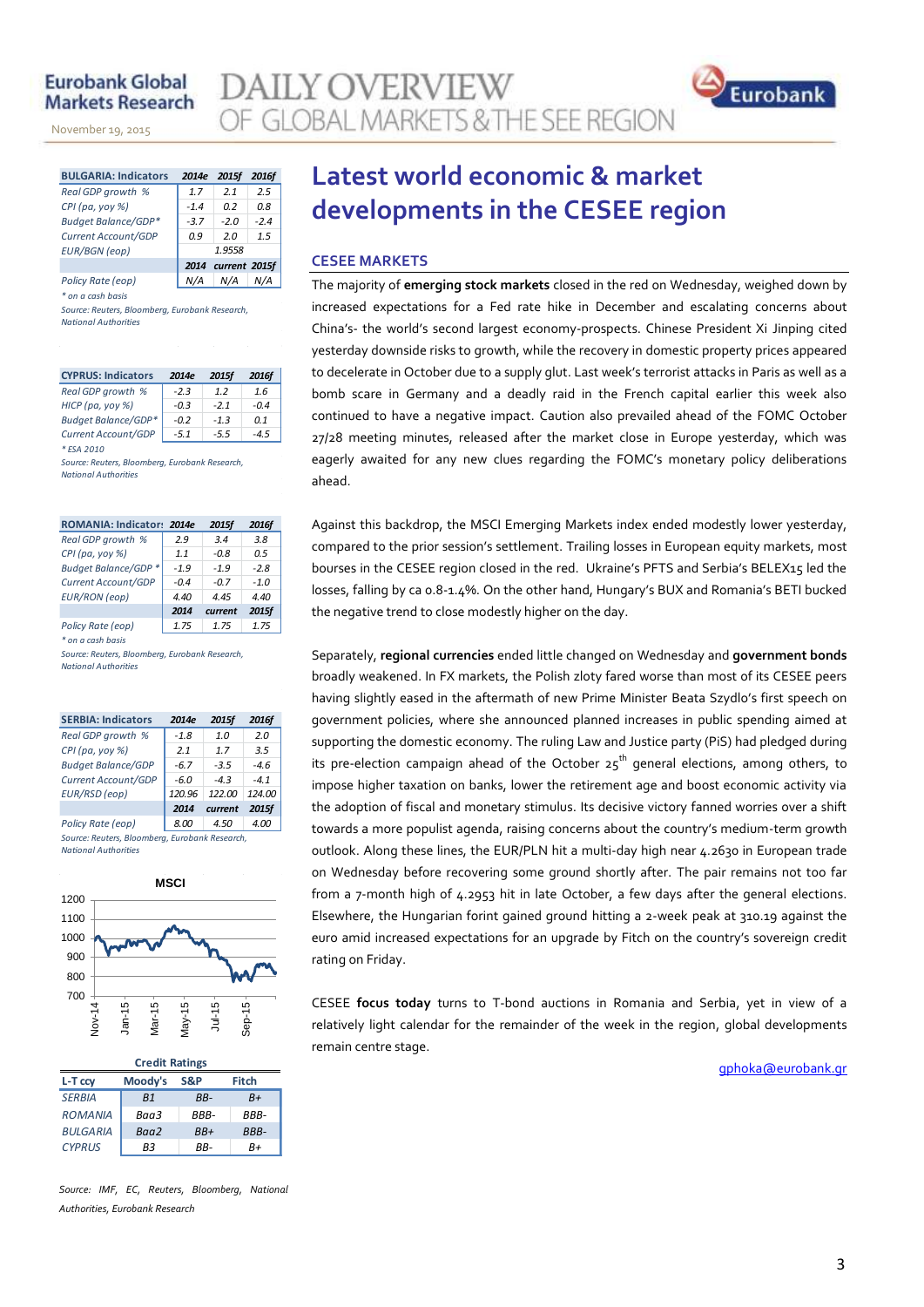# Latest world economic & market developments in the CESEE region

## CESEE MARKETS

The majority of **emerging stock markets** closed in the red on Wednesday, weighed down by increased expectations for a Fed rate hike in December and escalating concerns about China's- the world's second largest economy-prospects. Chinese President Xi Jinping cited yesterday downside risks to growth, while the recovery in domestic property prices appeared to decelerate in October due to a supply glut. Last week's terrorist attacks in Paris as well as a bomb scare in Germany and a deadly raid in the French capital earlier this week also continued to have a negative impact. Caution also prevailed ahead of the FOMC October 27/28 meeting minutes, released after the market close in Europe yesterday, which was eagerly awaited for any new clues regarding the FOMC's monetary policy deliberations ahead.

Against this backdrop, the MSCI Emerging Markets index ended modestly lower yesterday, compared to the prior session's settlement. Trailing losses in European equity markets, most bourses in the CESEE region closed in the red. Ukraine's PFTS and Serbia's BELEX15 led the losses, falling by ca 0.8-1.4%. On the other hand, Hungary's BUX and Romania's BETI bucked the negative trend to close modestly higher on the day.

Separately, **regional currencies** ended little changed on Wednesday and **government bonds** broadly weakened. In FX markets, the Polish zloty fared worse than most of its CESEE peers having slightly eased in the aftermath of new Prime Minister Beata Szydlo's first speech on government policies, where she announced planned increases in public spending aimed at supporting the domestic economy. The ruling Law and Justice party (PiS) had pledged during its pre-election campaign ahead of the October 25th general elections, among others, to impose higher taxation on banks, lower the retirement age and boost economic activity via the adoption of fiscal and monetary stimulus. Its decisive victory fanned worries over a shift towards a more populist agenda, raising concerns about the country's medium-term growth outlook. Along these lines, the EUR/PLN hit a multi-day high near 4.2630 in European trade on Wednesday before recovering some ground shortly after. The pair remains not too far from a 7-month high of 4.2953 hit in late October, a few days after the general elections. Elsewhere, the Hungarian forint gained ground hitting a 2-week peak at 310.19 against the euro amid increased expectations for an upgrade by Fitch on the country's sovereign credit rating on Friday.

CESEE **focus today** turns to T-bond auctions in Romania and Serbia, yet in view of a relatively light calendar for the remainder of the week in the region, global developments remain centre stage.

gphoka@eurobank.gr

| BULGARIA: Indicators | 2014e | 2015f | 2016f |
|---|---|---|---|
| Real GDP growth % | 1.7 | 2.1 | 2.5 |
| CPI (pa, yoy %) | -1.4 | 0.2 | 0.8 |
| Budget Balance/GDP* | -3.7 | -2.0 | -2.4 |
| Current Account/GDP | 0.9 | 2.0 | 1.5 |
| EUR/BGN (eop) | | 1.9558 | |
| | 2014 | current | 2015f |
| Policy Rate (eop) | N/A | N/A | N/A |

*\* on a cash basis*

*Source: Reuters, Bloomberg, Eurobank Research, National Authorities*

| CYPRUS: Indicators | 2014e | 2015f | 2016f |
|---|---|---|---|
| Real GDP growth % | -2.3 | 1.2 | 1.6 |
| HICP (pa, yoy %) | -0.3 | -2.1 | -0.4 |
| Budget Balance/GDP* | -0.2 | -1.3 | 0.1 |
| Current Account/GDP | -5.1 | -5.5 | -4.5 |

*\* ESA 2010*

*Source: Reuters, Bloomberg, Eurobank Research, National Authorities*

| ROMANIA: Indicators | 2014e | 2015f | 2016f |
|---|---|---|---|
| Real GDP growth % | 2.9 | 3.4 | 3.8 |
| CPI (pa, yoy %) | 1.1 | -0.8 | 0.5 |
| Budget Balance/GDP * | -1.9 | -1.9 | -2.8 |
| Current Account/GDP | -0.4 | -0.7 | -1.0 |
| EUR/RON (eop) | 4.40 | 4.45 | 4.40 |
| | 2014 | current | 2015f |
| Policy Rate (eop) | 1.75 | 1.75 | 1.75 |

*\* on a cash basis*

*Source: Reuters, Bloomberg, Eurobank Research, National Authorities*

| SERBIA: Indicators | 2014e | 2015f | 2016f |
|---|---|---|---|
| Real GDP growth % | -1.8 | 1.0 | 2.0 |
| CPI (pa, yoy %) | 2.1 | 1.7 | 3.5 |
| Budget Balance/GDP | -6.7 | -3.5 | -4.6 |
| Current Account/GDP | -6.0 | -4.3 | -4.1 |
| EUR/RSD (eop) | 120.96 | 122.00 | 124.00 |
| | 2014 | current | 2015f |
| Policy Rate (eop) | 8.00 | 4.50 | 4.00 |

*Source: Reuters, Bloomberg, Eurobank Research, National Authorities*

**MSCI**

**Credit Ratings**

| L-T ccy | Moody's | S&P | Fitch |
|---|---|---|---|
| SERBIA | B1 | BB- | B+ |
| ROMANIA | Baa3 | BBB- | BBB- |
| BULGARIA | Baa2 | BB+ | BBB- |
| CYPRUS | B3 | BB- | B+ |

*Source: IMF, EC, Reuters, Bloomberg, National Authorities, Eurobank Research*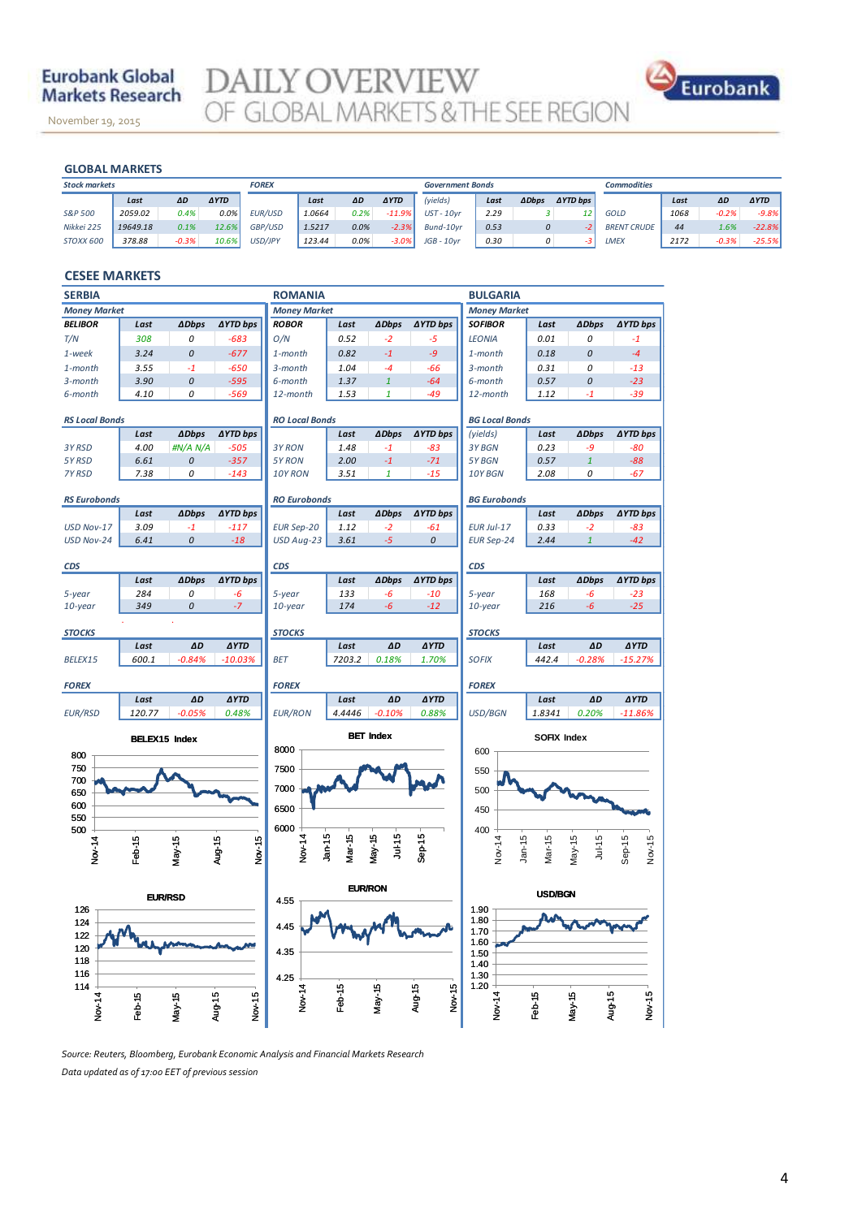Eurobank Global Markets Research

November 19, 2015

# DAILY OVERVIEW OF GLOBAL MARKETS & THE SEE REGION

## GLOBAL MARKETS

**Stock markets**

| | Last | ΔD | ΔYTD |
|---|---|---|---|
| S&P 500 | 2059.02 | 0.4% | 0.0% |
| Nikkei 225 | 19649.18 | 0.1% | 12.6% |
| STOXX 600 | 378.88 | -0.3% | 10.6% |

**FOREX**

| | Last | ΔD | ΔYTD |
|---|---|---|---|
| EUR/USD | 1.0664 | 0.2% | -11.9% |
| GBP/USD | 1.5217 | 0.0% | -2.3% |
| USD/JPY | 123.44 | 0.0% | -3.0% |

**Government Bonds**

| (yields) | Last | ΔDbps | ΔYTD bps |
|---|---|---|---|
| UST - 10yr | 2.29 | 3 | 12 |
| Bund-10yr | 0.53 | 0 | -2 |
| JGB - 10yr | 0.30 | 0 | -3 |

**Commodities**

| | Last | ΔD | ΔYTD |
|---|---|---|---|
| GOLD | 1068 | -0.2% | -9.8% |
| BRENT CRUDE | 44 | 1.6% | -22.8% |
| LMEX | 2172 | -0.3% | -25.5% |

## CESEE MARKETS

### SERBIA

**Money Market**

| BELIBOR | Last | ΔDbps | ΔYTD bps |
|---|---|---|---|
| T/N | 308 | 0 | -683 |
| 1-week | 3.24 | 0 | -677 |
| 1-month | 3.55 | -1 | -650 |
| 3-month | 3.90 | 0 | -595 |
| 6-month | 4.10 | 0 | -569 |

**RS Local Bonds**

| | Last | ΔDbps | ΔYTD bps |
|---|---|---|---|
| 3Y RSD | 4.00 | #N/A N/A | -505 |
| 5Y RSD | 6.61 | 0 | -357 |
| 7Y RSD | 7.38 | 0 | -143 |

**RS Eurobonds**

| | Last | ΔDbps | ΔYTD bps |
|---|---|---|---|
| USD Nov-17 | 3.09 | -1 | -117 |
| USD Nov-24 | 6.41 | 0 | -18 |

**CDS**

| | Last | ΔDbps | ΔYTD bps |
|---|---|---|---|
| 5-year | 284 | 0 | -6 |
| 10-year | 349 | 0 | -7 |

**STOCKS**

| | Last | ΔD | ΔYTD |
|---|---|---|---|
| BELEX15 | 600.1 | -0.84% | -10.03% |

**FOREX**

| | Last | ΔD | ΔYTD |
|---|---|---|---|
| EUR/RSD | 120.77 | -0.05% | 0.48% |

### ROMANIA

**Money Market**

| ROBOR | Last | ΔDbps | ΔYTD bps |
|---|---|---|---|
| O/N | 0.52 | -2 | -5 |
| 1-month | 0.82 | -1 | -9 |
| 3-month | 1.04 | -4 | -66 |
| 6-month | 1.37 | 1 | -64 |
| 12-month | 1.53 | 1 | -49 |

**RO Local Bonds**

| | Last | ΔDbps | ΔYTD bps |
|---|---|---|---|
| 3Y RON | 1.48 | -1 | -83 |
| 5Y RON | 2.00 | -1 | -71 |
| 10Y RON | 3.51 | 1 | -15 |

**RO Eurobonds**

| | Last | ΔDbps | ΔYTD bps |
|---|---|---|---|
| EUR Sep-20 | 1.12 | -2 | -61 |
| USD Aug-23 | 3.61 | -5 | 0 |

**CDS**

| | Last | ΔDbps | ΔYTD bps |
|---|---|---|---|
| 5-year | 133 | -6 | -10 |
| 10-year | 174 | -6 | -12 |

**STOCKS**

| | Last | ΔD | ΔYTD |
|---|---|---|---|
| BET | 7203.2 | 0.18% | 1.70% |

**FOREX**

| | Last | ΔD | ΔYTD |
|---|---|---|---|
| EUR/RON | 4.4446 | -0.10% | 0.88% |

### BULGARIA

**Money Market**

| SOFIBOR | Last | ΔDbps | ΔYTD bps |
|---|---|---|---|
| LEONIA | 0.01 | 0 | -1 |
| 1-month | 0.18 | 0 | -4 |
| 3-month | 0.31 | 0 | -13 |
| 6-month | 0.57 | 0 | -23 |
| 12-month | 1.12 | -1 | -39 |

**BG Local Bonds**

| (yields) | Last | ΔDbps | ΔYTD bps |
|---|---|---|---|
| 3Y BGN | 0.23 | -9 | -80 |
| 5Y BGN | 0.57 | 1 | -88 |
| 10Y BGN | 2.08 | 0 | -67 |

**BG Eurobonds**

| | Last | ΔDbps | ΔYTD bps |
|---|---|---|---|
| EUR Jul-17 | 0.33 | -2 | -83 |
| EUR Sep-24 | 2.44 | 1 | -42 |

**CDS**

| | Last | ΔDbps | ΔYTD bps |
|---|---|---|---|
| 5-year | 168 | -6 | -23 |
| 10-year | 216 | -6 | -25 |

**STOCKS**

| | Last | ΔD | ΔYTD |
|---|---|---|---|
| SOFIX | 442.4 | -0.28% | -15.27% |

**FOREX**

| | Last | ΔD | ΔYTD |
|---|---|---|---|
| USD/BGN | 1.8341 | 0.20% | -11.86% |

BELEX15 Index

BET Index

SOFIX Index

EUR/RSD

EUR/RON

USD/BGN

Source: Reuters, Bloomberg, Eurobank Economic Analysis and Financial Markets Research

Data updated as of 17:00 EET of previous session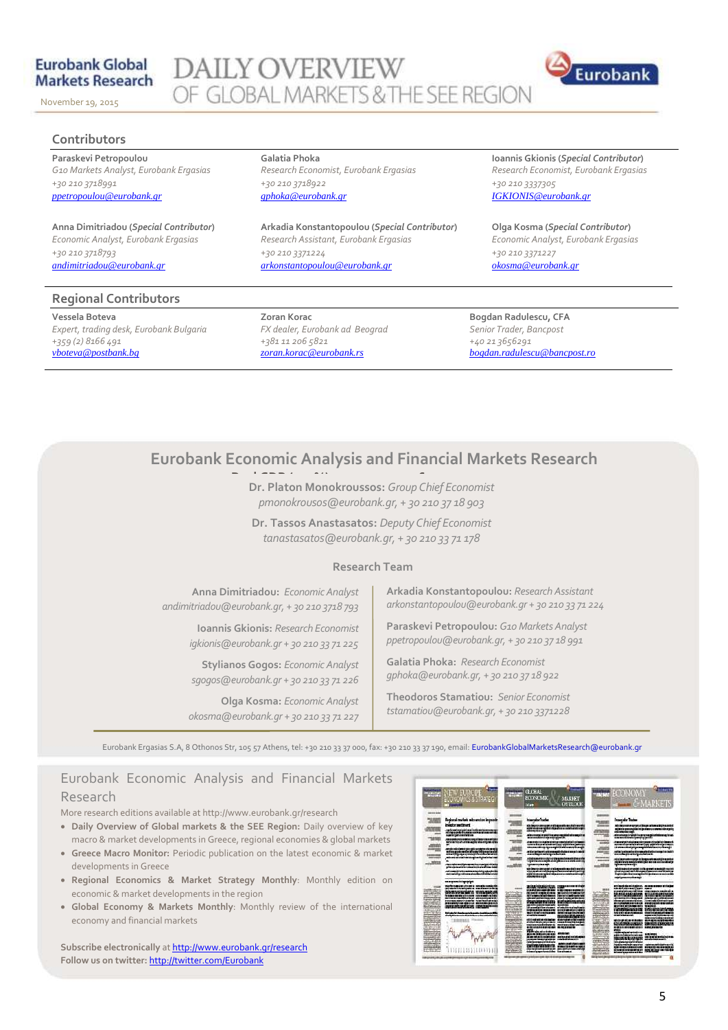## Contributors

**Paraskevi Petropoulou**
*G10 Markets Analyst, Eurobank Ergasias*
*+30 210 3718991*
*ppetropoulou@eurobank.gr*

**Galatia Phoka**
*Research Economist, Eurobank Ergasias*
*+30 210 3718922*
*gphoka@eurobank.gr*

**Ioannis Gkionis (*Special Contributor*)**
*Research Economist, Eurobank Ergasias*
*+30 210 3337305*
*IGKIONIS@eurobank.gr*

**Anna Dimitriadou (*Special Contributor*)**
*Economic Analyst, Eurobank Ergasias*
*+30 210 3718793*
*andimitriadou@eurobank.gr*

**Arkadia Konstantopoulou (*Special Contributor*)**
*Research Assistant, Eurobank Ergasias*
*+30 210 3371224*
*arkonstantopoulou@eurobank.gr*

**Olga Kosma (*Special Contributor*)**
*Economic Analyst, Eurobank Ergasias*
*+30 210 3371227*
*okosma@eurobank.gr*

## Regional Contributors

**Vessela Boteva**
*Expert, trading desk, Eurobank Bulgaria*
*+359 (2) 8166 491*
*vboteva@postbank.bg*

**Zoran Korac**
*FX dealer, Eurobank ad Beograd*
*+381 11 206 5821*
*zoran.korac@eurobank.rs*

**Bogdan Radulescu, CFA**
*Senior Trader, Bancpost*
*+40 21 3656291*
*bogdan.radulescu@bancpost.ro*

## Eurobank Economic Analysis and Financial Markets Research

**Dr. Platon Monokroussos:** *Group Chief Economist*
*pmonokrousos@eurobank.gr, + 30 210 37 18 903*

**Dr. Tassos Anastasatos:** *Deputy Chief Economist*
*tanastasatos@eurobank.gr, + 30 210 33 71 178*

### Research Team

**Anna Dimitriadou:** *Economic Analyst*
*andimitriadou@eurobank.gr, + 30 210 3718 793*

**Ioannis Gkionis:** *Research Economist*
*igkionis@eurobank.gr + 30 210 33 71 225*

**Stylianos Gogos:** *Economic Analyst*
*sgogos@eurobank.gr + 30 210 33 71 226*

**Olga Kosma:** *Economic Analyst*
*okosma@eurobank.gr + 30 210 33 71 227*

**Arkadia Konstantopoulou:** *Research Assistant*
*arkonstantopoulou@eurobank.gr + 30 210 33 71 224*

**Paraskevi Petropoulou:** *G10 Markets Analyst*
*ppetropoulou@eurobank.gr, + 30 210 37 18 991*

**Galatia Phoka:** *Research Economist*
*gphoka@eurobank.gr, + 30 210 37 18 922*

**Theodoros Stamatiou:** *Senior Economist*
*tstamatiou@eurobank.gr, + 30 210 3371228*

Eurobank Ergasias S.A, 8 Othonos Str, 105 57 Athens, tel: +30 210 33 37 000, fax: +30 210 33 37 190, email: EurobankGlobalMarketsResearch@eurobank.gr

## Eurobank Economic Analysis and Financial Markets Research

More research editions available at http://www.eurobank.gr/research

- **Daily Overview of Global markets & the SEE Region:** Daily overview of key macro & market developments in Greece, regional economies & global markets
- **Greece Macro Monitor:** Periodic publication on the latest economic & market developments in Greece
- **Regional Economics & Market Strategy Monthly**: Monthly edition on economic & market developments in the region
- **Global Economy & Markets Monthly**: Monthly review of the international economy and financial markets

**Subscribe electronically** at http://www.eurobank.gr/research
**Follow us on twitter:** http://twitter.com/Eurobank